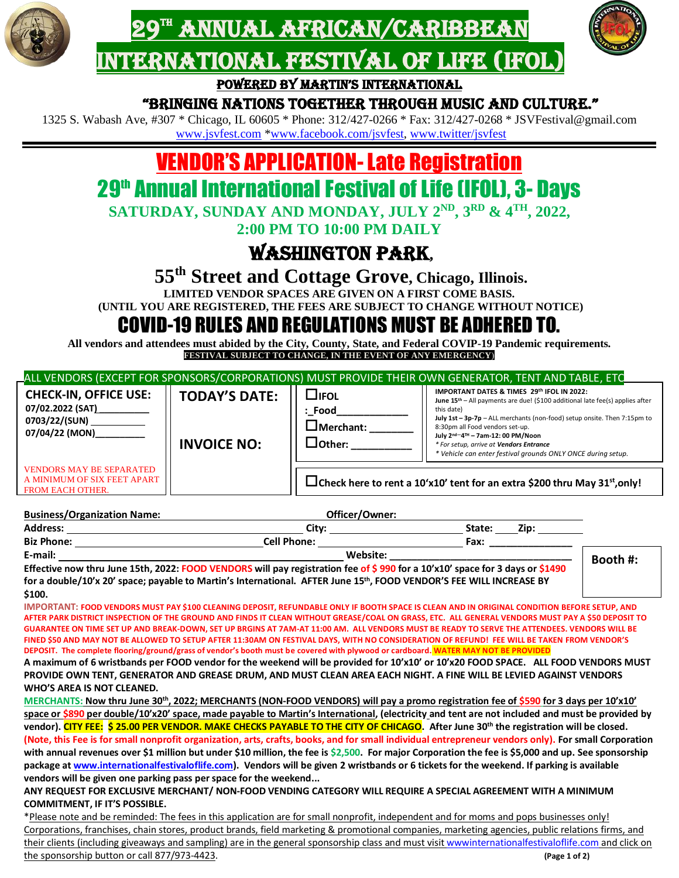# 29TH ANNUAL AFRICAN/CARIBBEAN INTERNATIONAL FESTIVAL OF LIFE (IFOL)

**POWERED BY MARTIN'S INTERNATIONAL**

**"BRINGING NATIONS TOGETHER THROUGH MUSIC AND CULTURE."**

1325 S. Wabash Ave, #307 * Chicago, IL 60605 * Phone: 312/427-0266 * Fax: 312/427-0268 * JSVFestival@gmail.com
www.jsvfest.com *www.facebook.com/jsvfest, www.twitter/jsvfest

# VENDOR'S APPLICATION- Late Registration

## 29th Annual International Festival of Life (IFOL), 3- Days

**SATURDAY, SUNDAY AND MONDAY, JULY 2ND, 3RD & 4TH, 2022,**
**2:00 PM TO 10:00 PM DAILY**

## WASHINGTON PARK,

### 55th Street and Cottage Grove, Chicago, Illinois.

**LIMITED VENDOR SPACES ARE GIVEN ON A FIRST COME BASIS.**
**(UNTIL YOU ARE REGISTERED, THE FEES ARE SUBJECT TO CHANGE WITHOUT NOTICE)**

## COVID-19 RULES AND REGULATIONS MUST BE ADHERED TO.

**All vendors and attendees must abided by the City, County, State, and Federal COVIP-19 Pandemic requirements.**
**FESTIVAL SUBJECT TO CHANGE, IN THE EVENT OF ANY EMERGENCY)**

ALL VENDORS (EXCEPT FOR SPONSORS/CORPORATIONS) MUST PROVIDE THEIR OWN GENERATOR, TENT AND TABLE, ETC

| **CHECK-IN, OFFICE USE:**<br>07/02.2022 (SAT)__________<br>0703/22/(SUN) __________<br>07/04/22 (MON)__________ | **TODAY'S DATE:**<br><br>**INVOICE NO:** | ☐IFOL<br>:_Food____________<br>☐Merchant: _______<br>☐Other: __________ | **IMPORTANT DATES & TIMES 29th IFOL IN 2022:**<br>**June 15th** – All payments are due! ($100 additional late fee(s) applies after this date)<br>**July 1st – 3p-7p** – ALL merchants (non-food) setup onsite. Then 7:15pm to 8:30pm all Food vendors set-up.<br>**July 2nd–4TH – 7am-12: 00 PM/Noon**<br>*\* For setup, arrive at Vendors Entrance*<br>*\* Vehicle can enter festival grounds ONLY ONCE during setup.* |
|---|---|---|---|
| VENDORS MAY BE SEPARATED A MINIMUM OF SIX FEET APART FROM EACH OTHER. | | ☐**Check here to rent a 10'x10' tent for an extra $200 thru May 31st,only!** | |

**Business/Organization Name:** ______________________ **Officer/Owner:** ______________________
**Address:** ______________________ **City:** ______________ **State:** ____ **Zip:** ________
**Biz Phone:** ______________________ **Cell Phone:** ______________ **Fax:** ______________
**E-mail:** ______________________ **Website:** ______________________

**Booth #:**

**Effective now thru June 15th, 2022: FOOD VENDORS will pay registration fee of $ 990 for a 10'x10' space for 3 days or $1490 for a double/10'x 20' space; payable to Martin's International. AFTER June 15th, FOOD VENDOR'S FEE WILL INCREASE BY $100.**

**IMPORTANT: FOOD VENDORS MUST PAY $100 CLEANING DEPOSIT, REFUNDABLE ONLY IF BOOTH SPACE IS CLEAN AND IN ORIGINAL CONDITION BEFORE SETUP, AND AFTER PARK DISTRICT INSPECTION OF THE GROUND AND FINDS IT CLEAN WITHOUT GREASE/COAL ON GRASS, ETC. ALL GENERAL VENDORS MUST PAY A $50 DEPOSIT TO GUARANTEE ON TIME SET UP AND BREAK-DOWN, SET UP BRGINS AT 7AM-AT 11:00 AM. ALL VENDORS MUST BE READY TO SERVE THE ATTENDEES. VENDORS WILL BE FINED $50 AND MAY NOT BE ALLOWED TO SETUP AFTER 11:30AM ON FESTIVAL DAYS, WITH NO CONSIDERATION OF REFUND! FEE WILL BE TAKEN FROM VENDOR'S DEPOSIT. The complete flooring/ground/grass of vendor's booth must be covered with plywood or cardboard. WATER MAY NOT BE PROVIDED**

**A maximum of 6 wristbands per FOOD vendor for the weekend will be provided for 10'x10' or 10'x20 FOOD SPACE. ALL FOOD VENDORS MUST PROVIDE OWN TENT, GENERATOR AND GREASE DRUM, AND MUST CLEAN AREA EACH NIGHT. A FINE WILL BE LEVIED AGAINST VENDORS WHO'S AREA IS NOT CLEANED.**

**MERCHANTS: Now thru June 30th, 2022; MERCHANTS (NON-FOOD VENDORS) will pay a promo registration fee of $590 for 3 days per 10'x10' space or $890 per double/10'x20' space, made payable to Martin's International, (electricity and tent are not included and must be provided by vendor). CITY FEE: $ 25.00 PER VENDOR. MAKE CHECKS PAYABLE TO THE CITY OF CHICAGO. After June 30th the registration will be closed. (Note, this Fee is for small nonprofit organization, arts, crafts, books, and for small individual entrepreneur vendors only). For small Corporation with annual revenues over $1 million but under $10 million, the fee is $2,500. For major Corporation the fee is $5,000 and up. See sponsorship package at www.internationalfestivaloflife.com). Vendors will be given 2 wristbands or 6 tickets for the weekend. If parking is available vendors will be given one parking pass per space for the weekend...**

**ANY REQUEST FOR EXCLUSIVE MERCHANT/ NON-FOOD VENDING CATEGORY WILL REQUIRE A SPECIAL AGREEMENT WITH A MINIMUM COMMITMENT, IF IT'S POSSIBLE.**

*Please note and be reminded: The fees in this application are for small nonprofit, independent and for moms and pops businesses only! Corporations, franchises, chain stores, product brands, field marketing & promotional companies, marketing agencies, public relations firms, and their clients (including giveaways and sampling) are in the general sponsorship class and must visit wwwinternationalfestivaloflife.com and click on the sponsorship button or call 877/973-4423.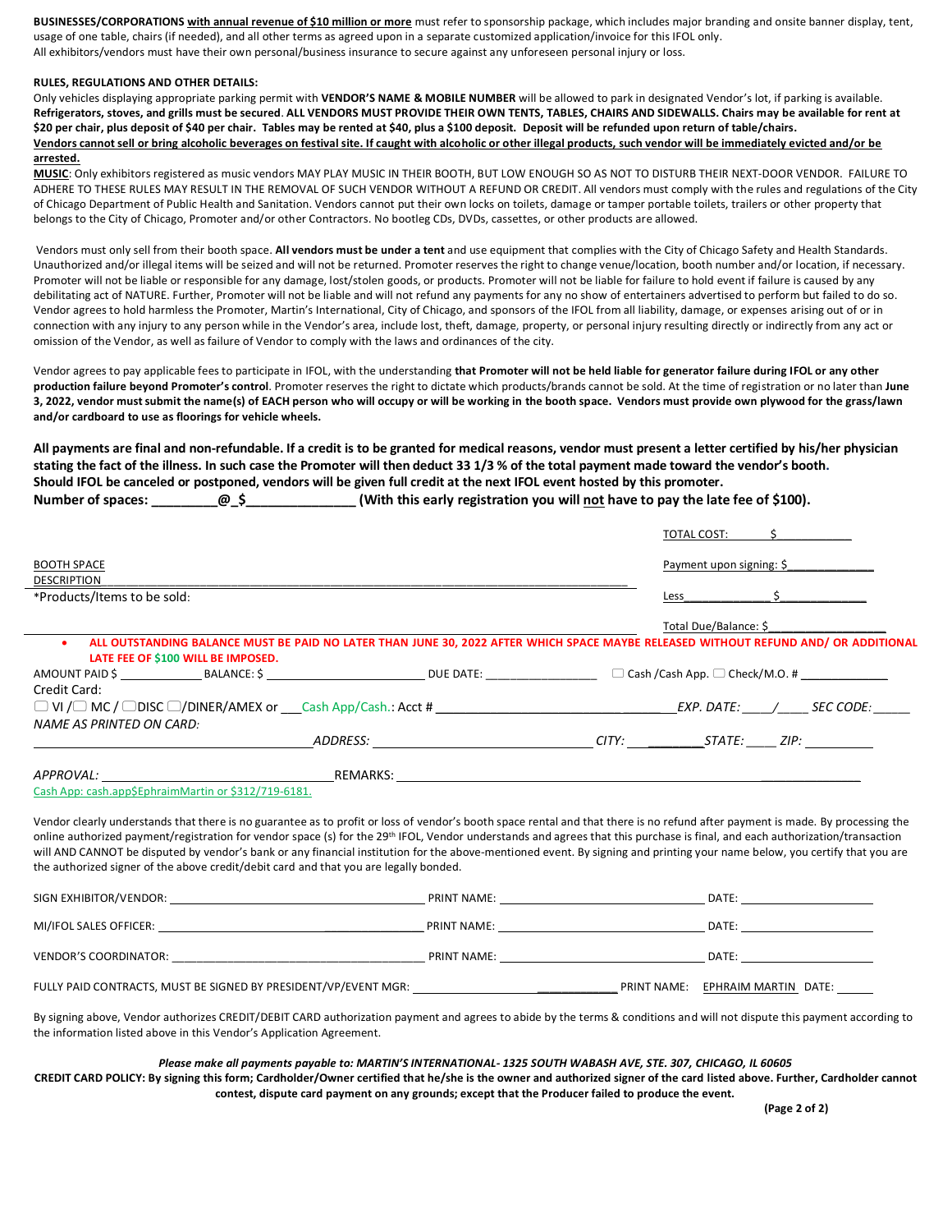**BUSINESSES/CORPORATIONS** <u>**with annual revenue of $10 million or more**</u> must refer to sponsorship package, which includes major branding and onsite banner display, tent, usage of one table, chairs (if needed), and all other terms as agreed upon in a separate customized application/invoice for this IFOL only.
All exhibitors/vendors must have their own personal/business insurance to secure against any unforeseen personal injury or loss.

**RULES, REGULATIONS AND OTHER DETAILS:**

Only vehicles displaying appropriate parking permit with **VENDOR'S NAME & MOBILE NUMBER** will be allowed to park in designated Vendor's lot, if parking is available. **Refrigerators, stoves, and grills must be secured. ALL VENDORS MUST PROVIDE THEIR OWN TENTS, TABLES, CHAIRS AND SIDEWALLS. Chairs may be available for rent at $20 per chair, plus deposit of $40 per chair. Tables may be rented at $40, plus a $100 deposit. Deposit will be refunded upon return of table/chairs.** <u>**Vendors cannot sell or bring alcoholic beverages on festival site. If caught with alcoholic or other illegal products, such vendor will be immediately evicted and/or be arrested.**</u>

<u>**MUSIC**</u>: Only exhibitors registered as music vendors MAY PLAY MUSIC IN THEIR BOOTH, BUT LOW ENOUGH SO AS NOT TO DISTURB THEIR NEXT-DOOR VENDOR. FAILURE TO ADHERE TO THESE RULES MAY RESULT IN THE REMOVAL OF SUCH VENDOR WITHOUT A REFUND OR CREDIT. All vendors must comply with the rules and regulations of the City of Chicago Department of Public Health and Sanitation. Vendors cannot put their own locks on toilets, damage or tamper portable toilets, trailers or other property that belongs to the City of Chicago, Promoter and/or other Contractors. No bootleg CDs, DVDs, cassettes, or other products are allowed.

Vendors must only sell from their booth space. **All vendors must be under a tent** and use equipment that complies with the City of Chicago Safety and Health Standards. Unauthorized and/or illegal items will be seized and will not be returned. Promoter reserves the right to change venue/location, booth number and/or location, if necessary. Promoter will not be liable or responsible for any damage, lost/stolen goods, or products. Promoter will not be liable for failure to hold event if failure is caused by any debilitating act of NATURE. Further, Promoter will not be liable and will not refund any payments for any no show of entertainers advertised to perform but failed to do so. Vendor agrees to hold harmless the Promoter, Martin's International, City of Chicago, and sponsors of the IFOL from all liability, damage, or expenses arising out of or in connection with any injury to any person while in the Vendor's area, include lost, theft, damage, property, or personal injury resulting directly or indirectly from any act or omission of the Vendor, as well as failure of Vendor to comply with the laws and ordinances of the city.

Vendor agrees to pay applicable fees to participate in IFOL, with the understanding **that Promoter will not be held liable for generator failure during IFOL or any other production failure beyond Promoter's control**. Promoter reserves the right to dictate which products/brands cannot be sold. At the time of registration or no later than **June 3, 2022, vendor must submit the name(s) of EACH person who will occupy or will be working in the booth space. Vendors must provide own plywood for the grass/lawn and/or cardboard to use as floorings for vehicle wheels.**

**All payments are final and non-refundable. If a credit is to be granted for medical reasons, vendor must present a letter certified by his/her physician stating the fact of the illness. In such case the Promoter will then deduct 33 1/3 % of the total payment made toward the vendor's booth. Should IFOL be canceled or postponed, vendors will be given full credit at the next IFOL event hosted by this promoter.**
**Number of spaces: _________@_$_______________ (With this early registration you will <u>not</u> have to pay the late fee of $100).**

TOTAL COST: $____________

BOOTH SPACE DESCRIPTION_______________________________________________ Payment upon signing: $_____________

*Products/Items to be sold: _______________________________________________ Less_____________ $_____________

Total Due/Balance: $_________________

- **ALL OUTSTANDING BALANCE MUST BE PAID NO LATER THAN JUNE 30, 2022 AFTER WHICH SPACE MAYBE RELEASED WITHOUT REFUND AND/ OR ADDITIONAL LATE FEE OF $100 WILL BE IMPOSED.**

AMOUNT PAID $ _____________ BALANCE: $ ________________________ DUE DATE: _________________ ☐ Cash /Cash App. ☐ Check/M.O. # _____________

Credit Card:
☐ VI /☐ MC / ☐DISC ☐/DINER/AMEX or ___Cash App/Cash.: Acct # _________________________________ *EXP. DATE:* ____/____ *SEC CODE:* _____

*NAME AS PRINTED ON CARD:*
_________________________________ *ADDRESS:* _______________________________ *CITY:* __________ *STATE:* ____ *ZIP:* __________

*APPROVAL:* _______________________________ REMARKS: _____________________________________________________________

Cash App: cash.app$EphraimMartin or $312/719-6181.

Vendor clearly understands that there is no guarantee as to profit or loss of vendor's booth space rental and that there is no refund after payment is made. By processing the online authorized payment/registration for vendor space (s) for the 29th IFOL, Vendor understands and agrees that this purchase is final, and each authorization/transaction will AND CANNOT be disputed by vendor's bank or any financial institution for the above-mentioned event. By signing and printing your name below, you certify that you are the authorized signer of the above credit/debit card and that you are legally bonded.

SIGN EXHIBITOR/VENDOR: ______________________________ PRINT NAME: ______________________________ DATE: ____________________

MI/IFOL SALES OFFICER: ______________________________ PRINT NAME: ______________________________ DATE: ____________________

VENDOR'S COORDINATOR: ______________________________ PRINT NAME: ______________________________ DATE: ____________________

FULLY PAID CONTRACTS, MUST BE SIGNED BY PRESIDENT/VP/EVENT MGR: ______________________________ PRINT NAME: <u>EPHRAIM MARTIN</u> DATE: ______

By signing above, Vendor authorizes CREDIT/DEBIT CARD authorization payment and agrees to abide by the terms & conditions and will not dispute this payment according to the information listed above in this Vendor's Application Agreement.

***Please make all payments payable to: MARTIN'S INTERNATIONAL- 1325 SOUTH WABASH AVE, STE. 307, CHICAGO, IL 60605***

**CREDIT CARD POLICY: By signing this form; Cardholder/Owner certified that he/she is the owner and authorized signer of the card listed above. Further, Cardholder cannot contest, dispute card payment on any grounds; except that the Producer failed to produce the event.**